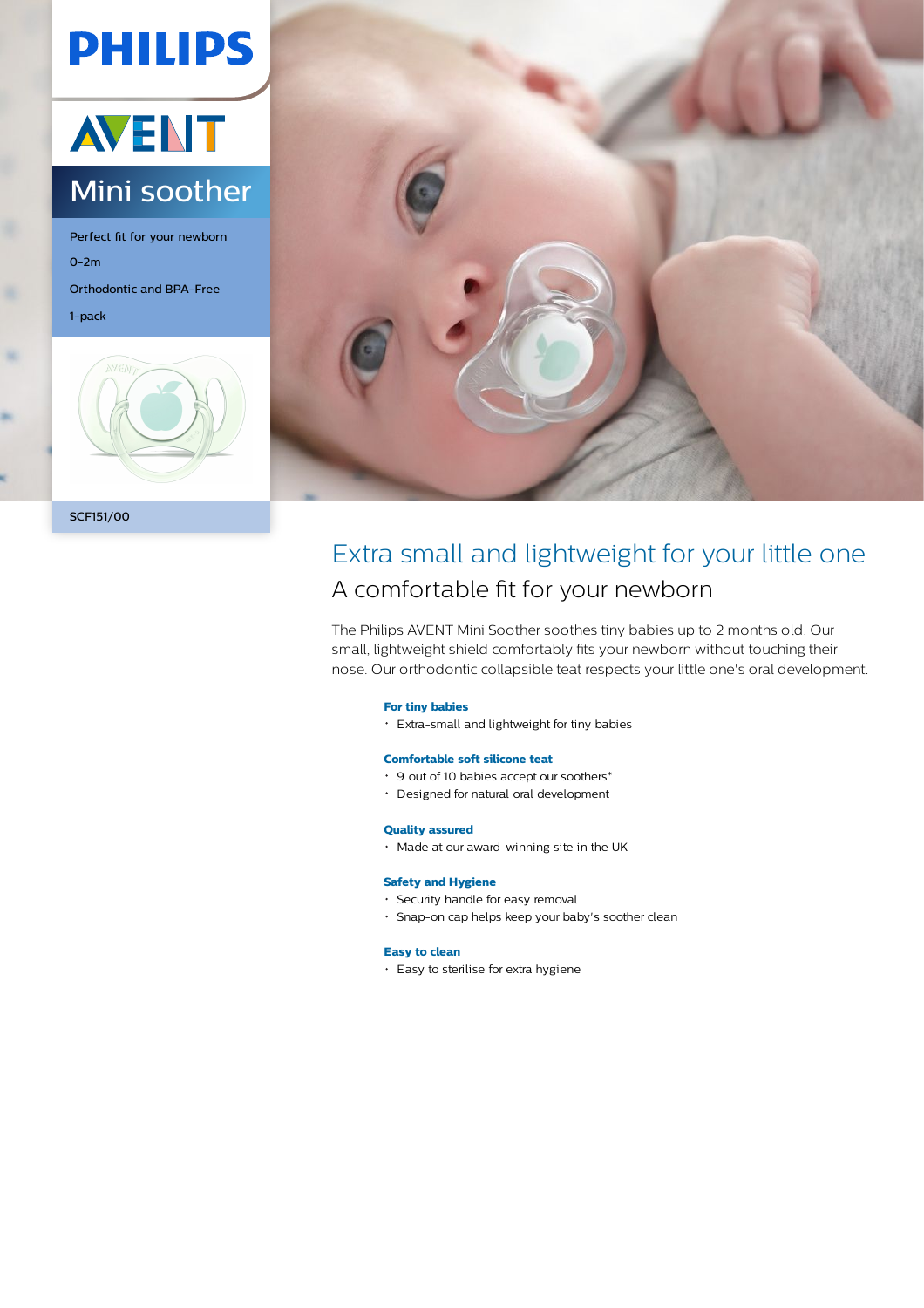PHILIPS

AVENT

# Mini soother

Perfect fit for your newborn

0-2m

Orthodontic and BPA-Free

1-pack

SCF151/00

## Extra small and lightweight for your little one

### A comfortable fit for your newborn

The Philips AVENT Mini Soother soothes tiny babies up to 2 months old. Our small, lightweight shield comfortably fits your newborn without touching their nose. Our orthodontic collapsible teat respects your little one's oral development.

**For tiny babies**

- Extra-small and lightweight for tiny babies

**Comfortable soft silicone teat**

- 9 out of 10 babies accept our soothers*
- Designed for natural oral development

**Quality assured**

- Made at our award-winning site in the UK

**Safety and Hygiene**

- Security handle for easy removal
- Snap-on cap helps keep your baby's soother clean

**Easy to clean**

- Easy to sterilise for extra hygiene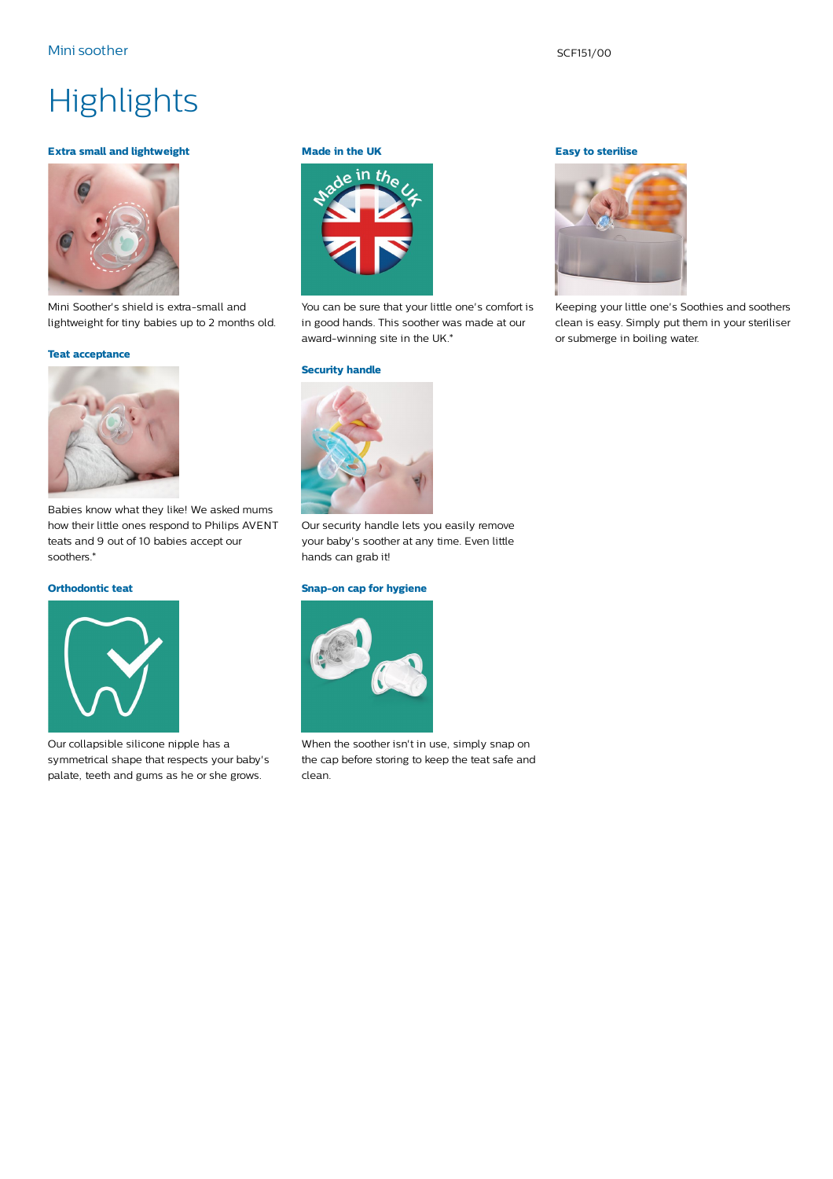Mini soother

SCF151/00

# Highlights

### Extra small and lightweight

Mini Soother's shield is extra-small and lightweight for tiny babies up to 2 months old.

### Teat acceptance

Babies know what they like! We asked mums how their little ones respond to Philips AVENT teats and 9 out of 10 babies accept our soothers.*

### Orthodontic teat

Our collapsible silicone nipple has a symmetrical shape that respects your baby's palate, teeth and gums as he or she grows.

### Made in the UK

You can be sure that your little one's comfort is in good hands. This soother was made at our award-winning site in the UK.*

### Security handle

Our security handle lets you easily remove your baby's soother at any time. Even little hands can grab it!

### Snap-on cap for hygiene

When the soother isn't in use, simply snap on the cap before storing to keep the teat safe and clean.

### Easy to sterilise

Keeping your little one's Soothies and soothers clean is easy. Simply put them in your steriliser or submerge in boiling water.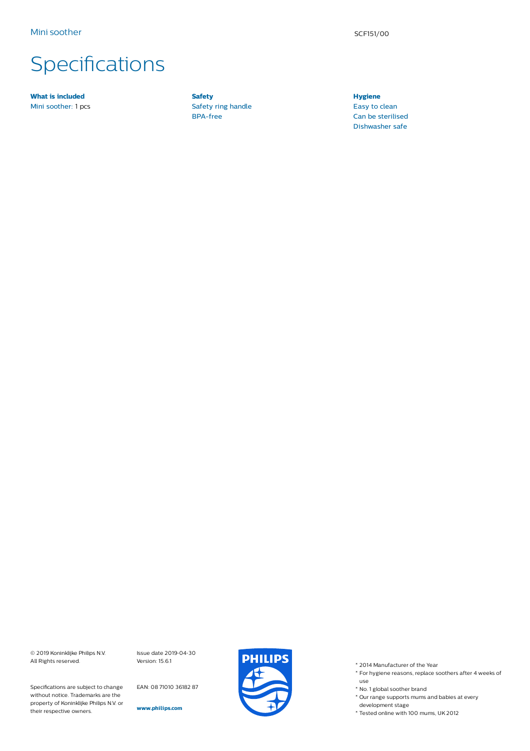# Specifications

**What is included**
Mini soother: 1 pcs

**Safety**
Safety ring handle
BPA-free

**Hygiene**
Easy to clean
Can be sterilised
Dishwasher safe

© 2019 Koninklijke Philips N.V.
All Rights reserved.

Specifications are subject to change without notice. Trademarks are the property of Koninklijke Philips N.V. or their respective owners.

Issue date 2019-04-30
Version: 15.6.1

EAN: 08 71010 36182 87

**www.philips.com**

* 2014 Manufacturer of the Year
* For hygiene reasons, replace soothers after 4 weeks of use
* No. 1 global soother brand
* Our range supports mums and babies at every development stage
* Tested online with 100 mums, UK 2012